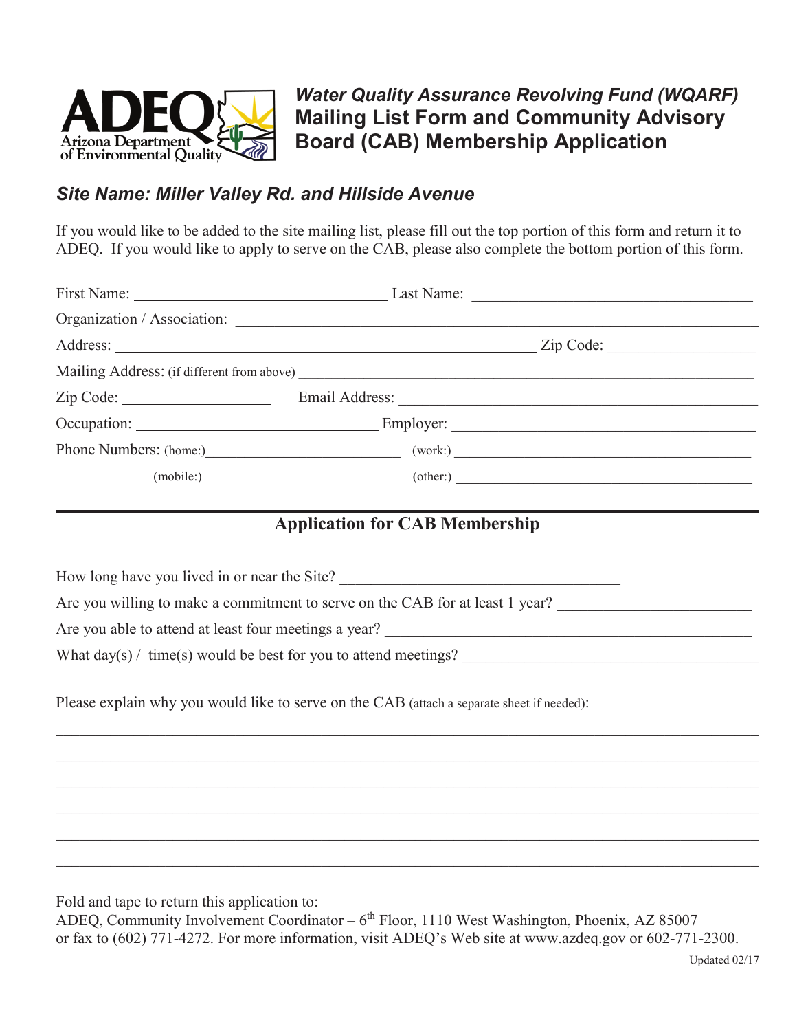# Water Quality Assurance Revolving Fund (WQARF) Mailing List Form and Community Advisory Board (CAB) Membership Application

## *Site Name: Miller Valley Rd. and Hillside Avenue*

If you would like to be added to the site mailing list, please fill out the top portion of this form and return it to ADEQ. If you would like to apply to serve on the CAB, please also complete the bottom portion of this form.

First Name: ______________________________ Last Name: ______________________________

Organization / Association: ______________________________________________________________

Address: __________________________________________________ Zip Code: ________________

Mailing Address: (if different from above) ____________________________________________________

Zip Code: ________________ Email Address: ______________________________________________

Occupation: ____________________________ Employer: ____________________________________

Phone Numbers: (home:)______________________ (work:) ____________________________________

(mobile:) _________________________ (other:) ____________________________________

## Application for CAB Membership

How long have you lived in or near the Site? __________________________________

Are you willing to make a commitment to serve on the CAB for at least 1 year? _____________________

Are you able to attend at least four meetings a year? _____________________________________________

What day(s) / time(s) would be best for you to attend meetings? ________________________________

Please explain why you would like to serve on the CAB (attach a separate sheet if needed):

______________________________________________________________________________________

______________________________________________________________________________________

______________________________________________________________________________________

______________________________________________________________________________________

______________________________________________________________________________________

______________________________________________________________________________________

Fold and tape to return this application to:
ADEQ, Community Involvement Coordinator – 6th Floor, 1110 West Washington, Phoenix, AZ 85007
or fax to (602) 771-4272. For more information, visit ADEQ's Web site at www.azdeq.gov or 602-771-2300.

Updated 02/17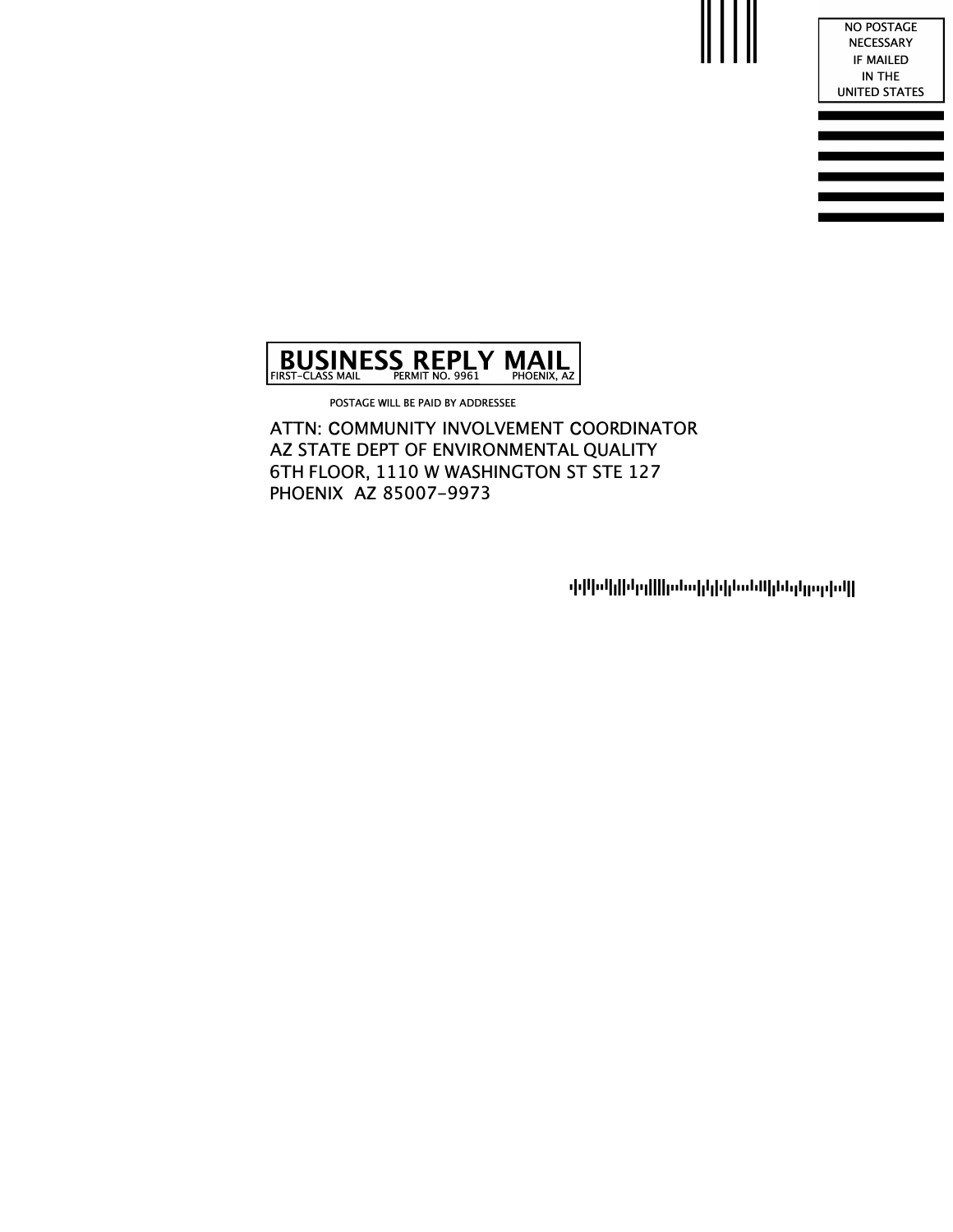NO POSTAGE
NECESSARY
IF MAILED
IN THE
UNITED STATES

**BUSINESS REPLY MAIL**

FIRST-CLASS MAIL PERMIT NO. 9961 PHOENIX, AZ

POSTAGE WILL BE PAID BY ADDRESSEE

ATTN: COMMUNITY INVOLVEMENT COORDINATOR
AZ STATE DEPT OF ENVIRONMENTAL QUALITY
6TH FLOOR, 1110 W WASHINGTON ST STE 127
PHOENIX AZ 85007-9973